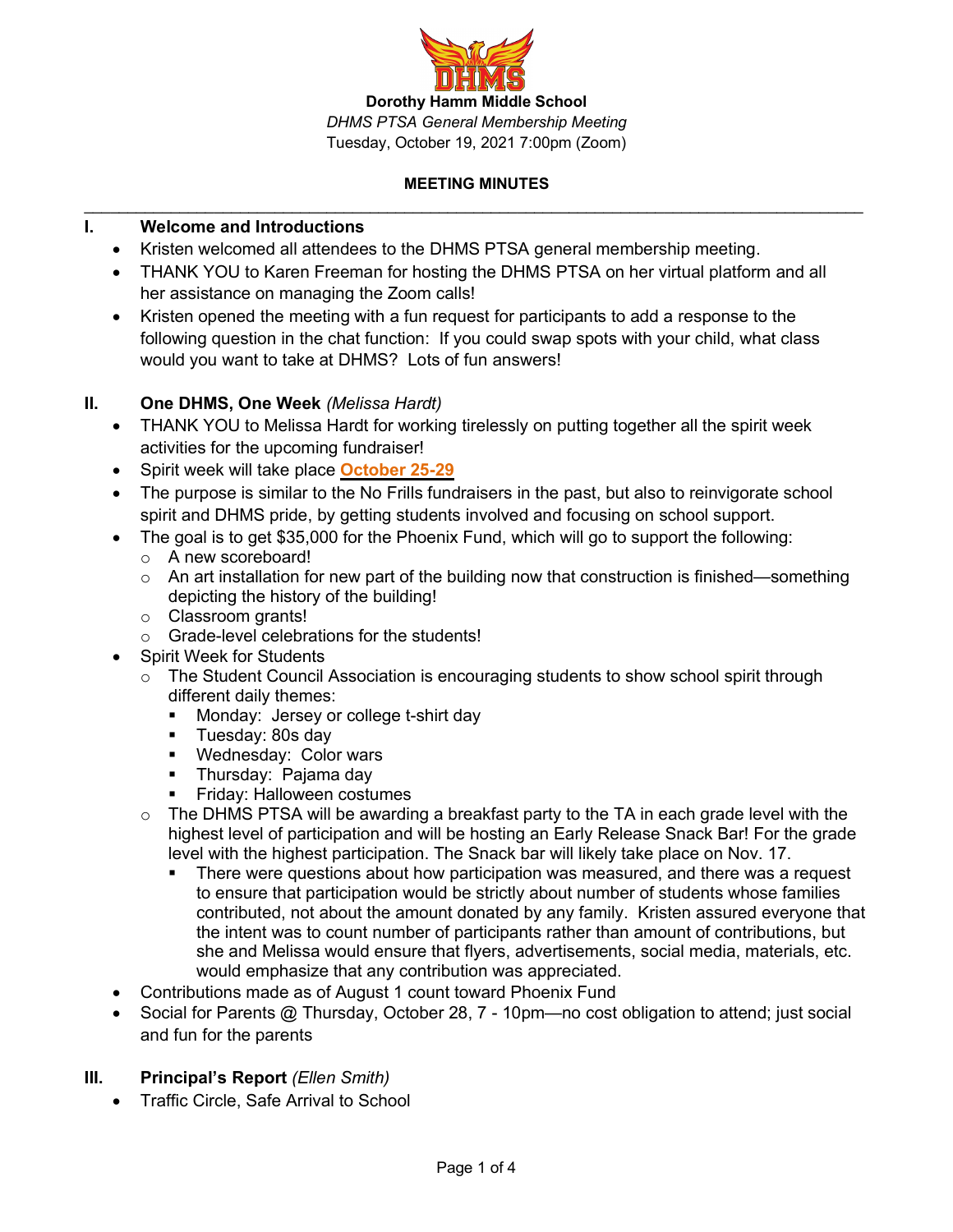**Dorothy Hamm Middle School**

*DHMS PTSA General Membership Meeting*

Tuesday, October 19, 2021 7:00pm (Zoom)

**MEETING MINUTES**

---

## I. Welcome and Introductions

- Kristen welcomed all attendees to the DHMS PTSA general membership meeting.
- THANK YOU to Karen Freeman for hosting the DHMS PTSA on her virtual platform and all her assistance on managing the Zoom calls!
- Kristen opened the meeting with a fun request for participants to add a response to the following question in the chat function: If you could swap spots with your child, what class would you want to take at DHMS? Lots of fun answers!

## II. One DHMS, One Week *(Melissa Hardt)*

- THANK YOU to Melissa Hardt for working tirelessly on putting together all the spirit week activities for the upcoming fundraiser!
- Spirit week will take place **October 25-29**
- The purpose is similar to the No Frills fundraisers in the past, but also to reinvigorate school spirit and DHMS pride, by getting students involved and focusing on school support.
- The goal is to get $35,000 for the Phoenix Fund, which will go to support the following:
  - A new scoreboard!
  - An art installation for new part of the building now that construction is finished—something depicting the history of the building!
  - Classroom grants!
  - Grade-level celebrations for the students!
- Spirit Week for Students
  - The Student Council Association is encouraging students to show school spirit through different daily themes:
    - Monday: Jersey or college t-shirt day
    - Tuesday: 80s day
    - Wednesday: Color wars
    - Thursday: Pajama day
    - Friday: Halloween costumes
  - The DHMS PTSA will be awarding a breakfast party to the TA in each grade level with the highest level of participation and will be hosting an Early Release Snack Bar! For the grade level with the highest participation. The Snack bar will likely take place on Nov. 17.
    - There were questions about how participation was measured, and there was a request to ensure that participation would be strictly about number of students whose families contributed, not about the amount donated by any family. Kristen assured everyone that the intent was to count number of participants rather than amount of contributions, but she and Melissa would ensure that flyers, advertisements, social media, materials, etc. would emphasize that any contribution was appreciated.
- Contributions made as of August 1 count toward Phoenix Fund
- Social for Parents @ Thursday, October 28, 7 - 10pm—no cost obligation to attend; just social and fun for the parents

## III. Principal's Report *(Ellen Smith)*

- Traffic Circle, Safe Arrival to School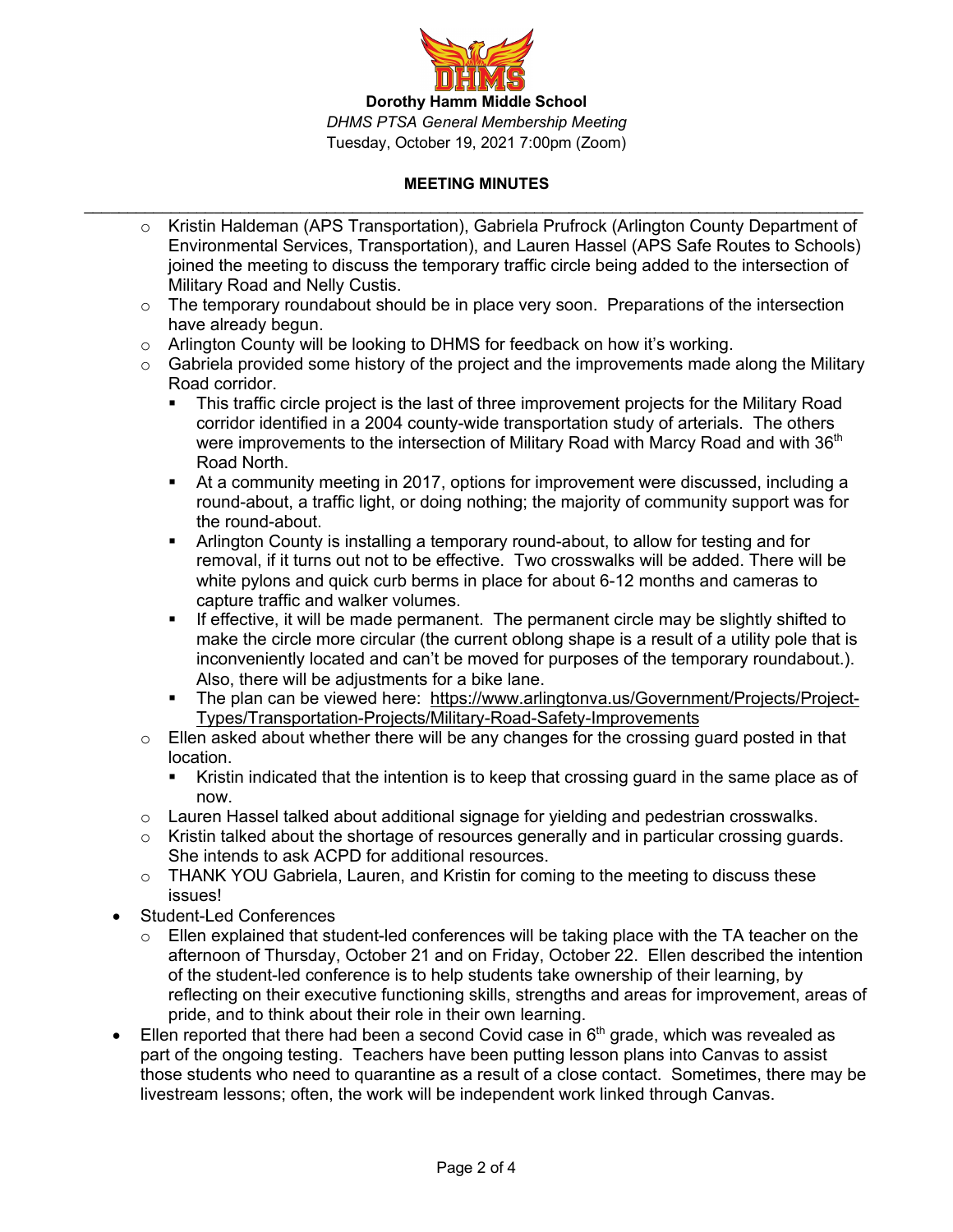**Dorothy Hamm Middle School**

*DHMS PTSA General Membership Meeting*

Tuesday, October 19, 2021 7:00pm (Zoom)

**MEETING MINUTES**

---

- Kristin Haldeman (APS Transportation), Gabriela Prufrock (Arlington County Department of Environmental Services, Transportation), and Lauren Hassel (APS Safe Routes to Schools) joined the meeting to discuss the temporary traffic circle being added to the intersection of Military Road and Nelly Custis.
    - The temporary roundabout should be in place very soon. Preparations of the intersection have already begun.
    - Arlington County will be looking to DHMS for feedback on how it's working.
    - Gabriela provided some history of the project and the improvements made along the Military Road corridor.
        - This traffic circle project is the last of three improvement projects for the Military Road corridor identified in a 2004 county-wide transportation study of arterials. The others were improvements to the intersection of Military Road with Marcy Road and with 36th Road North.
        - At a community meeting in 2017, options for improvement were discussed, including a round-about, a traffic light, or doing nothing; the majority of community support was for the round-about.
        - Arlington County is installing a temporary round-about, to allow for testing and for removal, if it turns out not to be effective. Two crosswalks will be added. There will be white pylons and quick curb berms in place for about 6-12 months and cameras to capture traffic and walker volumes.
        - If effective, it will be made permanent. The permanent circle may be slightly shifted to make the circle more circular (the current oblong shape is a result of a utility pole that is inconveniently located and can't be moved for purposes of the temporary roundabout.). Also, there will be adjustments for a bike lane.
        - The plan can be viewed here: https://www.arlingtonva.us/Government/Projects/Project-Types/Transportation-Projects/Military-Road-Safety-Improvements
    - Ellen asked about whether there will be any changes for the crossing guard posted in that location.
        - Kristin indicated that the intention is to keep that crossing guard in the same place as of now.
    - Lauren Hassel talked about additional signage for yielding and pedestrian crosswalks.
    - Kristin talked about the shortage of resources generally and in particular crossing guards. She intends to ask ACPD for additional resources.
    - THANK YOU Gabriela, Lauren, and Kristin for coming to the meeting to discuss these issues!
- Student-Led Conferences
    - Ellen explained that student-led conferences will be taking place with the TA teacher on the afternoon of Thursday, October 21 and on Friday, October 22. Ellen described the intention of the student-led conference is to help students take ownership of their learning, by reflecting on their executive functioning skills, strengths and areas for improvement, areas of pride, and to think about their role in their own learning.
- Ellen reported that there had been a second Covid case in 6th grade, which was revealed as part of the ongoing testing. Teachers have been putting lesson plans into Canvas to assist those students who need to quarantine as a result of a close contact. Sometimes, there may be livestream lessons; often, the work will be independent work linked through Canvas.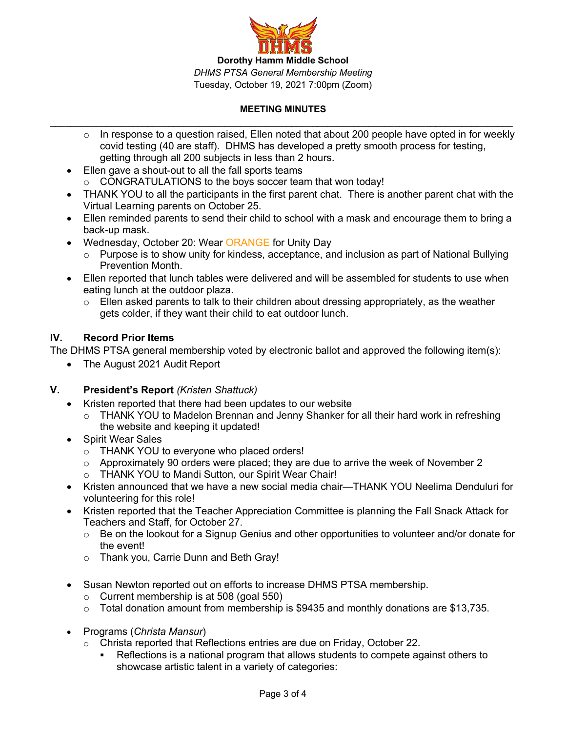**Dorothy Hamm Middle School**

*DHMS PTSA General Membership Meeting*

Tuesday, October 19, 2021 7:00pm (Zoom)

**MEETING MINUTES**

- In response to a question raised, Ellen noted that about 200 people have opted in for weekly covid testing (40 are staff). DHMS has developed a pretty smooth process for testing, getting through all 200 subjects in less than 2 hours.
- Ellen gave a shout-out to all the fall sports teams
  - CONGRATULATIONS to the boys soccer team that won today!
- THANK YOU to all the participants in the first parent chat. There is another parent chat with the Virtual Learning parents on October 25.
- Ellen reminded parents to send their child to school with a mask and encourage them to bring a back-up mask.
- Wednesday, October 20: Wear ORANGE for Unity Day
  - Purpose is to show unity for kindess, acceptance, and inclusion as part of National Bullying Prevention Month.
- Ellen reported that lunch tables were delivered and will be assembled for students to use when eating lunch at the outdoor plaza.
  - Ellen asked parents to talk to their children about dressing appropriately, as the weather gets colder, if they want their child to eat outdoor lunch.

## IV. Record Prior Items

The DHMS PTSA general membership voted by electronic ballot and approved the following item(s):

- The August 2021 Audit Report

## V. President's Report *(Kristen Shattuck)*

- Kristen reported that there had been updates to our website
  - THANK YOU to Madelon Brennan and Jenny Shanker for all their hard work in refreshing the website and keeping it updated!
- Spirit Wear Sales
  - THANK YOU to everyone who placed orders!
  - Approximately 90 orders were placed; they are due to arrive the week of November 2
  - THANK YOU to Mandi Sutton, our Spirit Wear Chair!
- Kristen announced that we have a new social media chair—THANK YOU Neelima Denduluri for volunteering for this role!
- Kristen reported that the Teacher Appreciation Committee is planning the Fall Snack Attack for Teachers and Staff, for October 27.
  - Be on the lookout for a Signup Genius and other opportunities to volunteer and/or donate for the event!
  - Thank you, Carrie Dunn and Beth Gray!

- Susan Newton reported out on efforts to increase DHMS PTSA membership.
  - Current membership is at 508 (goal 550)
  - Total donation amount from membership is $9435 and monthly donations are $13,735.

- Programs (*Christa Mansur*)
  - Christa reported that Reflections entries are due on Friday, October 22.
    - Reflections is a national program that allows students to compete against others to showcase artistic talent in a variety of categories: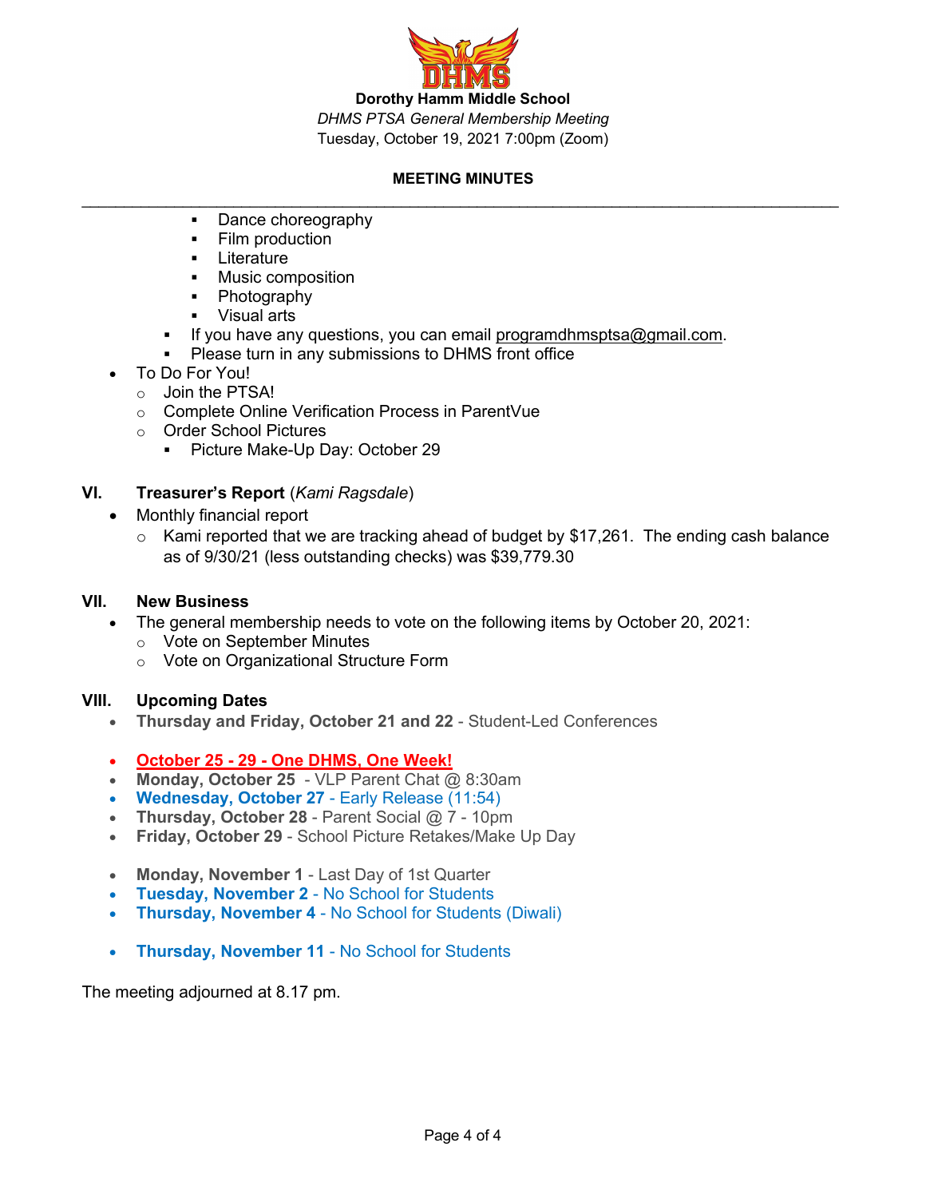**Dorothy Hamm Middle School**

*DHMS PTSA General Membership Meeting*

Tuesday, October 19, 2021 7:00pm (Zoom)

**MEETING MINUTES**

---

            - Dance choreography
            - Film production
            - Literature
            - Music composition
            - Photography
            - Visual arts
        - If you have any questions, you can email programdhmsptsa@gmail.com.
        - Please turn in any submissions to DHMS front office
- To Do For You!
    - Join the PTSA!
    - Complete Online Verification Process in ParentVue
    - Order School Pictures
        - Picture Make-Up Day: October 29

## VI. Treasurer's Report (*Kami Ragsdale*)

- Monthly financial report
    - Kami reported that we are tracking ahead of budget by $17,261. The ending cash balance as of 9/30/21 (less outstanding checks) was $39,779.30

## VII. New Business

- The general membership needs to vote on the following items by October 20, 2021:
    - Vote on September Minutes
    - Vote on Organizational Structure Form

## VIII. Upcoming Dates

- **Thursday and Friday, October 21 and 22** - Student-Led Conferences

- **October 25 - 29 - One DHMS, One Week!**
- **Monday, October 25** - VLP Parent Chat @ 8:30am
- **Wednesday, October 27** - Early Release (11:54)
- **Thursday, October 28** - Parent Social @ 7 - 10pm
- **Friday, October 29** - School Picture Retakes/Make Up Day

- **Monday, November 1** - Last Day of 1st Quarter
- **Tuesday, November 2** - No School for Students
- **Thursday, November 4** - No School for Students (Diwali)

- **Thursday, November 11** - No School for Students

The meeting adjourned at 8.17 pm.